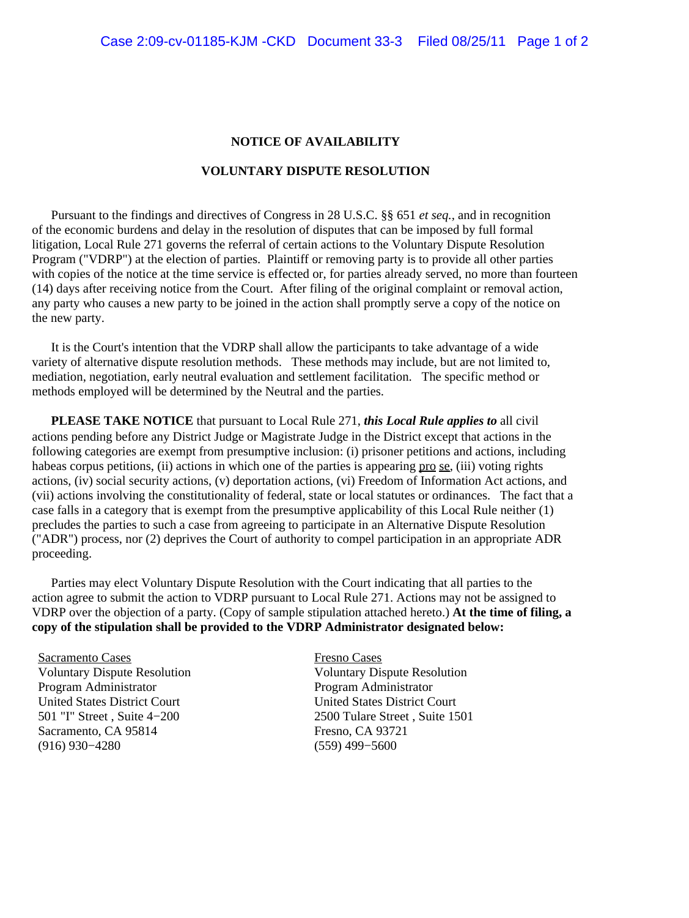**NOTICE OF AVAILABILITY**

**VOLUNTARY DISPUTE RESOLUTION**

Pursuant to the findings and directives of Congress in 28 U.S.C. §§ 651 *et seq.*, and in recognition of the economic burdens and delay in the resolution of disputes that can be imposed by full formal litigation, Local Rule 271 governs the referral of certain actions to the Voluntary Dispute Resolution Program ("VDRP") at the election of parties. Plaintiff or removing party is to provide all other parties with copies of the notice at the time service is effected or, for parties already served, no more than fourteen (14) days after receiving notice from the Court. After filing of the original complaint or removal action, any party who causes a new party to be joined in the action shall promptly serve a copy of the notice on the new party.

It is the Court's intention that the VDRP shall allow the participants to take advantage of a wide variety of alternative dispute resolution methods. These methods may include, but are not limited to, mediation, negotiation, early neutral evaluation and settlement facilitation. The specific method or methods employed will be determined by the Neutral and the parties.

**PLEASE TAKE NOTICE** that pursuant to Local Rule 271, ***this Local Rule applies to*** all civil actions pending before any District Judge or Magistrate Judge in the District except that actions in the following categories are exempt from presumptive inclusion: (i) prisoner petitions and actions, including habeas corpus petitions, (ii) actions in which one of the parties is appearing pro se, (iii) voting rights actions, (iv) social security actions, (v) deportation actions, (vi) Freedom of Information Act actions, and (vii) actions involving the constitutionality of federal, state or local statutes or ordinances. The fact that a case falls in a category that is exempt from the presumptive applicability of this Local Rule neither (1) precludes the parties to such a case from agreeing to participate in an Alternative Dispute Resolution ("ADR") process, nor (2) deprives the Court of authority to compel participation in an appropriate ADR proceeding.

Parties may elect Voluntary Dispute Resolution with the Court indicating that all parties to the action agree to submit the action to VDRP pursuant to Local Rule 271. Actions may not be assigned to VDRP over the objection of a party. (Copy of sample stipulation attached hereto.) **At the time of filing, a copy of the stipulation shall be provided to the VDRP Administrator designated below:**

Sacramento Cases
Voluntary Dispute Resolution
Program Administrator
United States District Court
501 "I" Street , Suite 4−200
Sacramento, CA 95814
(916) 930−4280

Fresno Cases
Voluntary Dispute Resolution
Program Administrator
United States District Court
2500 Tulare Street , Suite 1501
Fresno, CA 93721
(559) 499−5600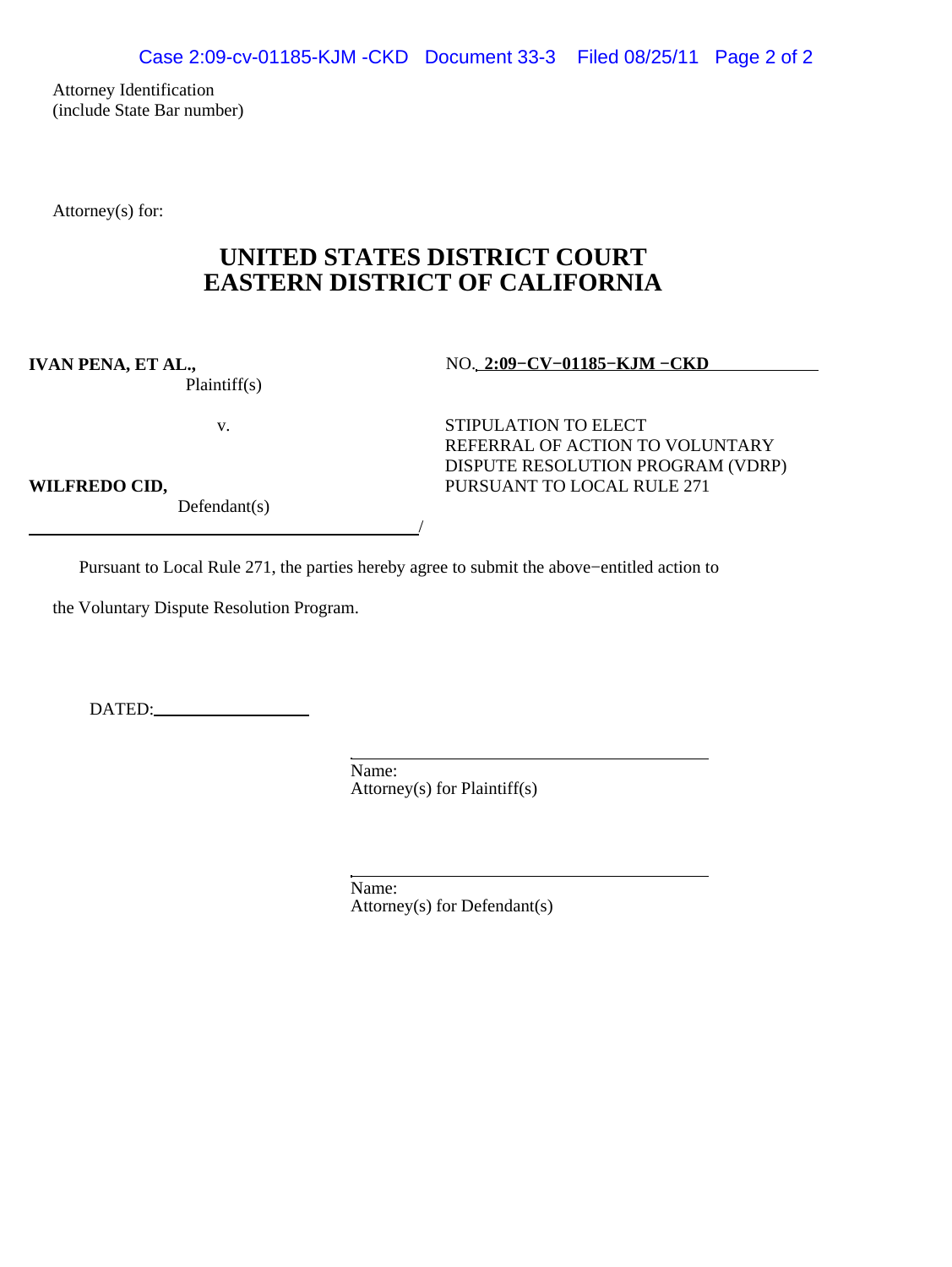Attorney Identification
(include State Bar number)

Attorney(s) for:

# UNITED STATES DISTRICT COURT
# EASTERN DISTRICT OF CALIFORNIA

**IVAN PENA, ET AL.,**
Plaintiff(s)

v.

**WILFREDO CID,**
Defendant(s)
_____________________________________________/

NO. **2:09−CV−01185−KJM −CKD**

STIPULATION TO ELECT REFERRAL OF ACTION TO VOLUNTARY DISPUTE RESOLUTION PROGRAM (VDRP) PURSUANT TO LOCAL RULE 271

Pursuant to Local Rule 271, the parties hereby agree to submit the above−entitled action to the Voluntary Dispute Resolution Program.

DATED:__________________

_______________________________________
Name:
Attorney(s) for Plaintiff(s)

_______________________________________
Name:
Attorney(s) for Defendant(s)